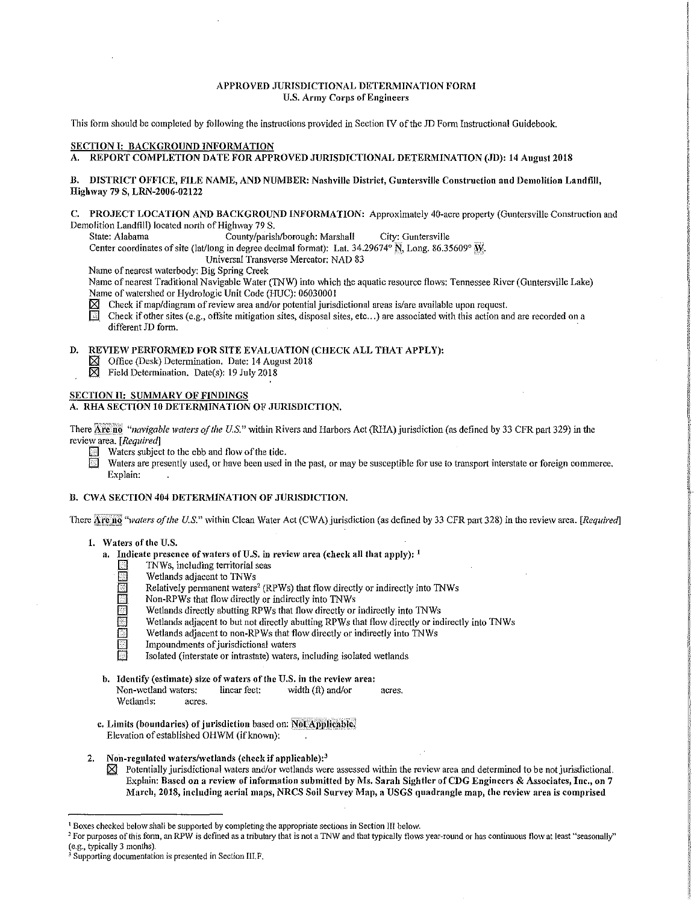# APPROVED JURISDICTIONAL DETERMINATION FORM
## U.S. Army Corps of Engineers

This form should be completed by following the instructions provided in Section IV of the JD Form Instructional Guidebook.

## SECTION I: BACKGROUND INFORMATION

**A. REPORT COMPLETION DATE FOR APPROVED JURISDICTIONAL DETERMINATION (JD): 14 August 2018**

**B. DISTRICT OFFICE, FILE NAME, AND NUMBER: Nashville District, Guntersville Construction and Demolition Landfill, Highway 79 S, LRN-2006-02122**

**C. PROJECT LOCATION AND BACKGROUND INFORMATION:** Approximately 40-acre property (Guntersville Construction and Demolition Landfill) located north of Highway 79 S.

State: Alabama County/parish/borough: Marshall City: Guntersville

Center coordinates of site (lat/long in degree decimal format): Lat. 34.29674° N, Long. 86.35609° W.

Universal Transverse Mercator: NAD 83

Name of nearest waterbody: Big Spring Creek

Name of nearest Traditional Navigable Water (TNW) into which the aquatic resource flows: Tennessee River (Guntersville Lake)

Name of watershed or Hydrologic Unit Code (HUC): 06030001

- ☒ Check if map/diagram of review area and/or potential jurisdictional areas is/are available upon request.
- ☐ Check if other sites (e.g., offsite mitigation sites, disposal sites, etc...) are associated with this action and are recorded on a different JD form.

**D. REVIEW PERFORMED FOR SITE EVALUATION (CHECK ALL THAT APPLY):**

- ☒ Office (Desk) Determination. Date: 14 August 2018
- ☒ Field Determination. Date(s): 19 July 2018

## SECTION II: SUMMARY OF FINDINGS

**A. RHA SECTION 10 DETERMINATION OF JURISDICTION.**

There **Are no** "*navigable waters of the U.S.*" within Rivers and Harbors Act (RHA) jurisdiction (as defined by 33 CFR part 329) in the review area. [*Required*]

- ☐ Waters subject to the ebb and flow of the tide.
- ☐ Waters are presently used, or have been used in the past, or may be susceptible for use to transport interstate or foreign commerce. Explain:

**B. CWA SECTION 404 DETERMINATION OF JURISDICTION.**

There **Are no** "*waters of the U.S.*" within Clean Water Act (CWA) jurisdiction (as defined by 33 CFR part 328) in the review area. [*Required*]

**1. Waters of the U.S.**

**a. Indicate presence of waters of U.S. in review area (check all that apply):** [1]

- ☐ TNWs, including territorial seas
- ☐ Wetlands adjacent to TNWs
- ☐ Relatively permanent waters[2] (RPWs) that flow directly or indirectly into TNWs
- ☐ Non-RPWs that flow directly or indirectly into TNWs
- ☐ Wetlands directly abutting RPWs that flow directly or indirectly into TNWs
- ☐ Wetlands adjacent to but not directly abutting RPWs that flow directly or indirectly into TNWs
- ☐ Wetlands adjacent to non-RPWs that flow directly or indirectly into TNWs
- ☐ Impoundments of jurisdictional waters
- ☐ Isolated (interstate or intrastate) waters, including isolated wetlands

**b. Identify (estimate) size of waters of the U.S. in the review area:**

Non-wetland waters: linear feet: width (ft) and/or acres.

Wetlands: acres.

**c. Limits (boundaries) of jurisdiction based on: Not Applicable.**

Elevation of established OHWM (if known):

**2. Non-regulated waters/wetlands (check if applicable):**[3]

- ☒ Potentially jurisdictional waters and/or wetlands were assessed within the review area and determined to be not jurisdictional. Explain: **Based on a review of information submitted by Ms. Sarah Sightler of CDG Engineers & Associates, Inc., on 7 March, 2018, including aerial maps, NRCS Soil Survey Map, a USGS quadrangle map, the review area is comprised**

---

[1] Boxes checked below shall be supported by completing the appropriate sections in Section III below.

[2] For purposes of this form, an RPW is defined as a tributary that is not a TNW and that typically flows year-round or has continuous flow at least "seasonally" (e.g., typically 3 months).

[3] Supporting documentation is presented in Section III.F.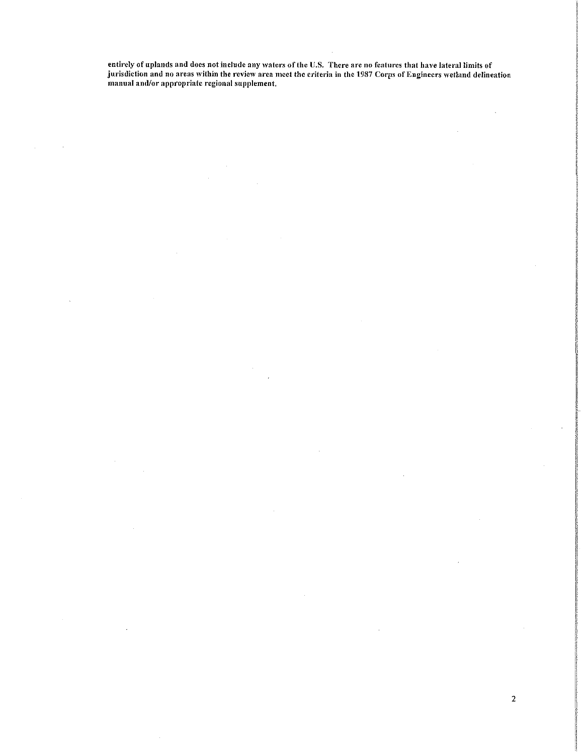**entirely of uplands and does not include any waters of the U.S. There are no features that have lateral limits of jurisdiction and no areas within the review area meet the criteria in the 1987 Corps of Engineers wetland delineation manual and/or appropriate regional supplement.**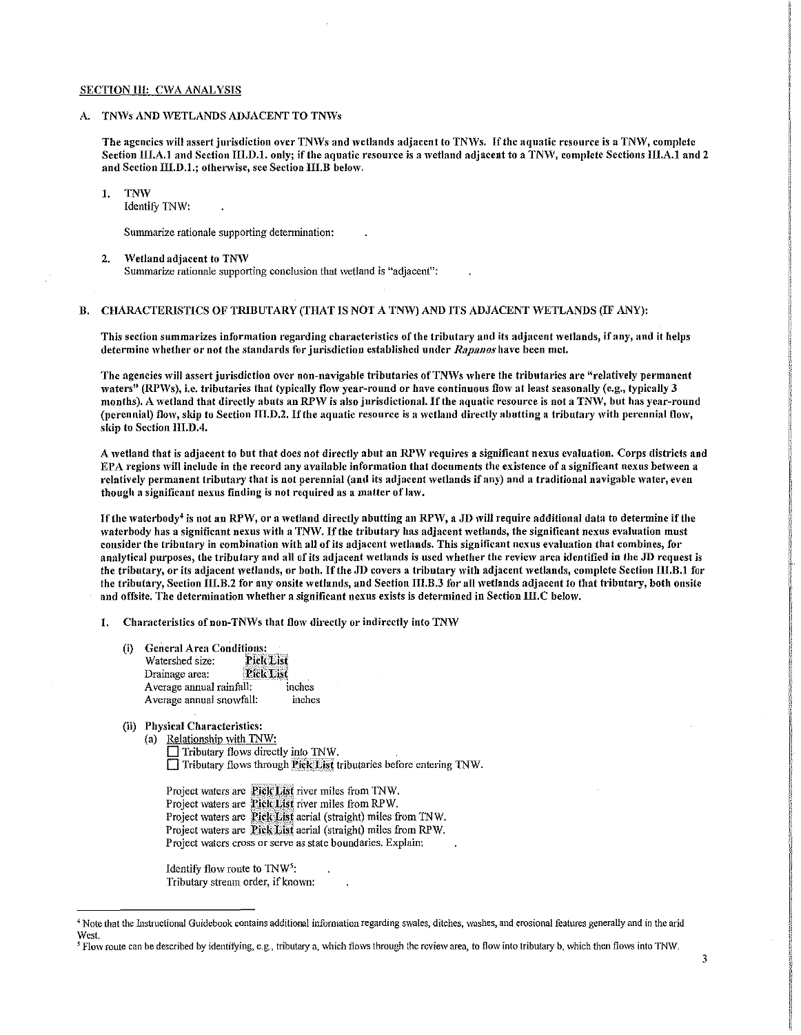## SECTION III: CWA ANALYSIS

### A. TNWs AND WETLANDS ADJACENT TO TNWs

**The agencies will assert jurisdiction over TNWs and wetlands adjacent to TNWs. If the aquatic resource is a TNW, complete Section III.A.1 and Section III.D.1. only; if the aquatic resource is a wetland adjacent to a TNW, complete Sections III.A.1 and 2 and Section III.D.1.; otherwise, see Section III.B below.**

1. **TNW**
   Identify TNW: .

   Summarize rationale supporting determination: .

2. **Wetland adjacent to TNW**
   Summarize rationale supporting conclusion that wetland is "adjacent": .

### B. CHARACTERISTICS OF TRIBUTARY (THAT IS NOT A TNW) AND ITS ADJACENT WETLANDS (IF ANY):

**This section summarizes information regarding characteristics of the tributary and its adjacent wetlands, if any, and it helps determine whether or not the standards for jurisdiction established under *Rapanos* have been met.**

**The agencies will assert jurisdiction over non-navigable tributaries of TNWs where the tributaries are "relatively permanent waters" (RPWs), i.e. tributaries that typically flow year-round or have continuous flow at least seasonally (e.g., typically 3 months). A wetland that directly abuts an RPW is also jurisdictional. If the aquatic resource is not a TNW, but has year-round (perennial) flow, skip to Section III.D.2. If the aquatic resource is a wetland directly abutting a tributary with perennial flow, skip to Section III.D.4.**

**A wetland that is adjacent to but that does not directly abut an RPW requires a significant nexus evaluation. Corps districts and EPA regions will include in the record any available information that documents the existence of a significant nexus between a relatively permanent tributary that is not perennial (and its adjacent wetlands if any) and a traditional navigable water, even though a significant nexus finding is not required as a matter of law.**

**If the waterbody[4] is not an RPW, or a wetland directly abutting an RPW, a JD will require additional data to determine if the waterbody has a significant nexus with a TNW. If the tributary has adjacent wetlands, the significant nexus evaluation must consider the tributary in combination with all of its adjacent wetlands. This significant nexus evaluation that combines, for analytical purposes, the tributary and all of its adjacent wetlands is used whether the review area identified in the JD request is the tributary, or its adjacent wetlands, or both. If the JD covers a tributary with adjacent wetlands, complete Section III.B.1 for the tributary, Section III.B.2 for any onsite wetlands, and Section III.B.3 for all wetlands adjacent to that tributary, both onsite and offsite. The determination whether a significant nexus exists is determined in Section III.C below.**

1. **Characteristics of non-TNWs that flow directly or indirectly into TNW**

   (i) **General Area Conditions:**
   Watershed size: Pick List
   Drainage area: Pick List
   Average annual rainfall: inches
   Average annual snowfall: inches

   (ii) **Physical Characteristics:**
   (a) Relationship with TNW:
   ☐ Tributary flows directly into TNW.
   ☐ Tributary flows through Pick List tributaries before entering TNW.

   Project waters are Pick List river miles from TNW.
   Project waters are Pick List river miles from RPW.
   Project waters are Pick List aerial (straight) miles from TNW.
   Project waters are Pick List aerial (straight) miles from RPW.
   Project waters cross or serve as state boundaries. Explain: .

   Identify flow route to TNW[5]: .
   Tributary stream order, if known: .

---

[4] Note that the Instructional Guidebook contains additional information regarding swales, ditches, washes, and erosional features generally and in the arid West.

[5] Flow route can be described by identifying, e.g., tributary a, which flows through the review area, to flow into tributary b, which then flows into TNW.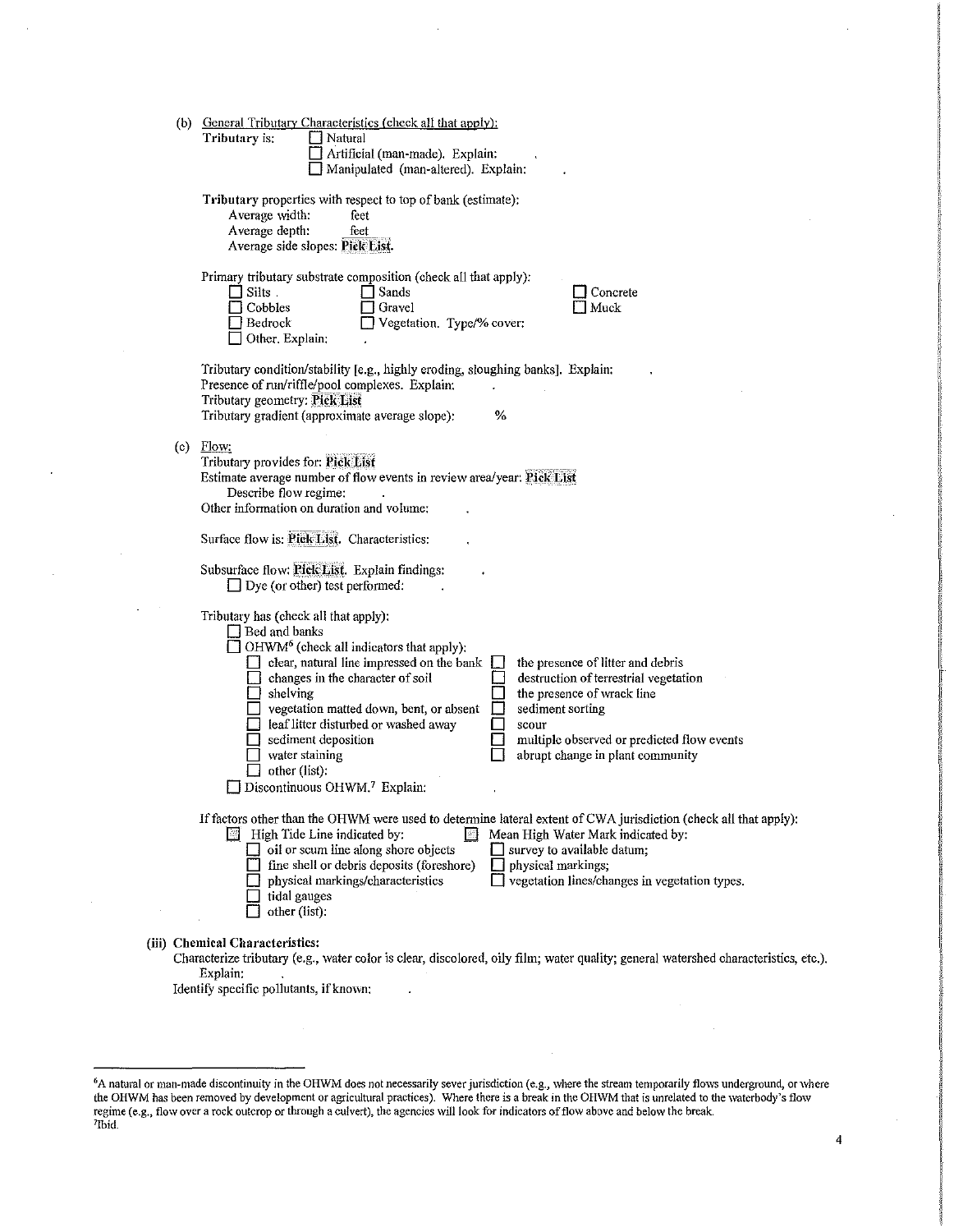(b) General Tributary Characteristics (check all that apply):

**Tributary** is: ☐ Natural
☐ Artificial (man-made). Explain: .
☐ Manipulated (man-altered). Explain: .

**Tributary** properties with respect to top of bank (estimate):
Average width: feet
Average depth: feet
Average side slopes: **Pick List**.

Primary tributary substrate composition (check all that apply):

☐ Silts
☐ Sands
☐ Concrete
☐ Cobbles
☐ Gravel
☐ Muck
☐ Bedrock
☐ Vegetation. Type/% cover: .
☐ Other. Explain: .

Tributary condition/stability [e.g., highly eroding, sloughing banks]. Explain: .
Presence of run/riffle/pool complexes. Explain: .
Tributary geometry: **Pick List**
Tributary gradient (approximate average slope): %

(c) Flow:

Tributary provides for: **Pick List**
Estimate average number of flow events in review area/year: **Pick List**
Describe flow regime: .
Other information on duration and volume: .

Surface flow is: **Pick List**. Characteristics: .

Subsurface flow: **Pick List**. Explain findings: .
☐ Dye (or other) test performed: .

Tributary has (check all that apply):
☐ Bed and banks
☐ OHWM[6] (check all indicators that apply):

☐ clear, natural line impressed on the bank
☐ changes in the character of soil
☐ shelving
☐ vegetation matted down, bent, or absent
☐ leaf litter disturbed or washed away
☐ sediment deposition
☐ water staining
☐ other (list):
☐ the presence of litter and debris
☐ destruction of terrestrial vegetation
☐ the presence of wrack line
☐ sediment sorting
☐ scour
☐ multiple observed or predicted flow events
☐ abrupt change in plant community

☐ Discontinuous OHWM.[7] Explain: .

If factors other than the OHWM were used to determine lateral extent of CWA jurisdiction (check all that apply):

☐ High Tide Line indicated by:
☐ oil or scum line along shore objects
☐ fine shell or debris deposits (foreshore)
☐ physical markings/characteristics
☐ tidal gauges
☐ other (list):

☐ Mean High Water Mark indicated by:
☐ survey to available datum;
☐ physical markings;
☐ vegetation lines/changes in vegetation types.

**(iii) Chemical Characteristics:**

Characterize tributary (e.g., water color is clear, discolored, oily film; water quality; general watershed characteristics, etc.). Explain: .
Identify specific pollutants, if known: .

---

[6] A natural or man-made discontinuity in the OHWM does not necessarily sever jurisdiction (e.g., where the stream temporarily flows underground, or where the OHWM has been removed by development or agricultural practices). Where there is a break in the OHWM that is unrelated to the waterbody's flow regime (e.g., flow over a rock outcrop or through a culvert), the agencies will look for indicators of flow above and below the break.
[7] Ibid.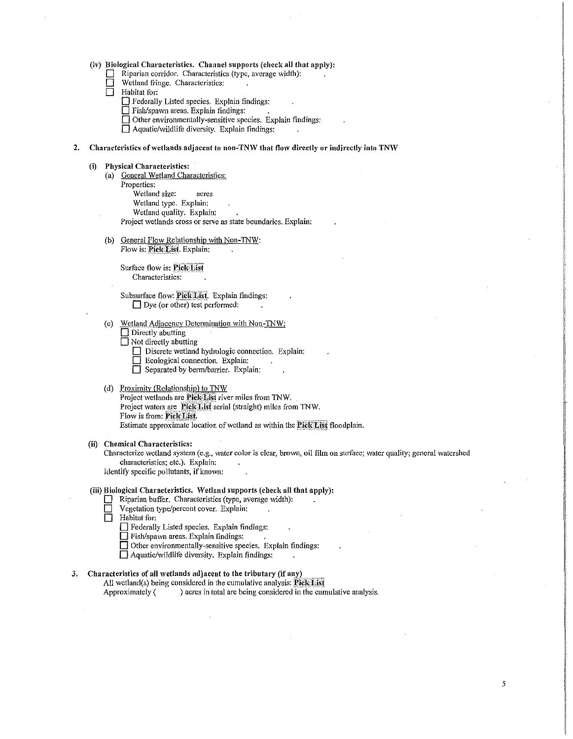**(iv) Biological Characteristics. Channel supports (check all that apply):**

- ☐ Riparian corridor. Characteristics (type, average width): .
- ☐ Wetland fringe. Characteristics: .
- ☐ Habitat for:
  - ☐ Federally Listed species. Explain findings: .
  - ☐ Fish/spawn areas. Explain findings: .
  - ☐ Other environmentally-sensitive species. Explain findings: .
  - ☐ Aquatic/wildlife diversity. Explain findings: .

**2. Characteristics of wetlands adjacent to non-TNW that flow directly or indirectly into TNW**

**(i) Physical Characteristics:**

(a) General Wetland Characteristics:

Properties:

Wetland size: acres

Wetland type. Explain: .

Wetland quality. Explain: .

Project wetlands cross or serve as state boundaries. Explain: .

(b) General Flow Relationship with Non-TNW:

Flow is: Pick List. Explain: .

Surface flow is: Pick List

Characteristics: .

Subsurface flow: Pick List. Explain findings: .

☐ Dye (or other) test performed: .

(c) Wetland Adjacency Determination with Non-TNW:

- ☐ Directly abutting
- ☐ Not directly abutting
  - ☐ Discrete wetland hydrologic connection. Explain: .
  - ☐ Ecological connection. Explain: .
  - ☐ Separated by berm/barrier. Explain: .

(d) Proximity (Relationship) to TNW

Project wetlands are Pick List river miles from TNW.

Project waters are Pick List aerial (straight) miles from TNW.

Flow is from: Pick List.

Estimate approximate location of wetland as within the Pick List floodplain.

**(ii) Chemical Characteristics:**

Characterize wetland system (e.g., water color is clear, brown, oil film on surface; water quality; general watershed characteristics; etc.). Explain: .

Identify specific pollutants, if known: .

**(iii) Biological Characteristics. Wetland supports (check all that apply):**

- ☐ Riparian buffer. Characteristics (type, average width): .
- ☐ Vegetation type/percent cover. Explain: .
- ☐ Habitat for:
  - ☐ Federally Listed species. Explain findings: .
  - ☐ Fish/spawn areas. Explain findings: .
  - ☐ Other environmentally-sensitive species. Explain findings: .
  - ☐ Aquatic/wildlife diversity. Explain findings: .

**3. Characteristics of all wetlands adjacent to the tributary (if any)**

All wetland(s) being considered in the cumulative analysis: Pick List

Approximately ( ) acres in total are being considered in the cumulative analysis.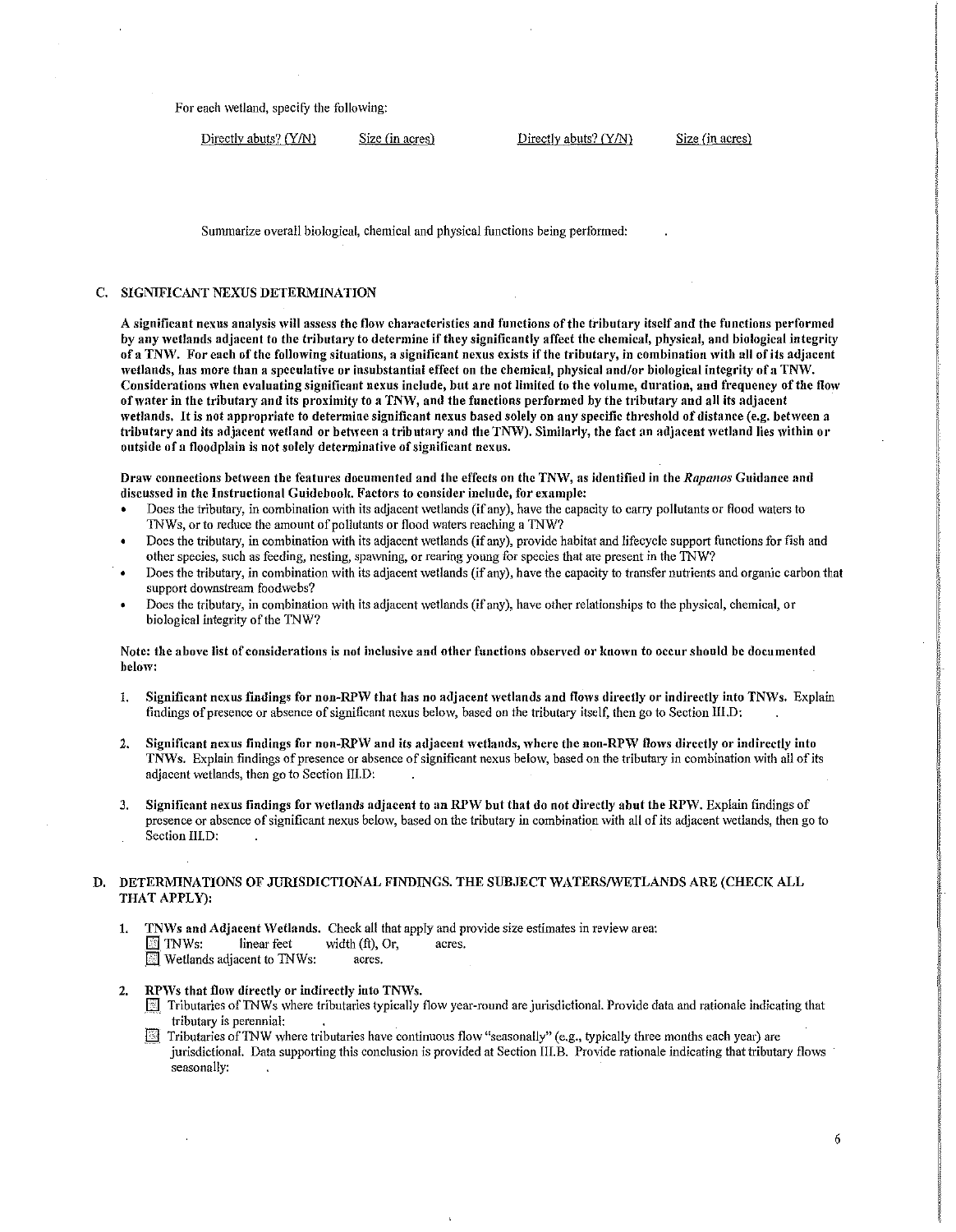For each wetland, specify the following:

| Directly abuts? (Y/N) | Size (in acres) | Directly abuts? (Y/N) | Size (in acres) |
|---|---|---|---|

Summarize overall biological, chemical and physical functions being performed: .

### C. SIGNIFICANT NEXUS DETERMINATION

**A significant nexus analysis will assess the flow characteristics and functions of the tributary itself and the functions performed by any wetlands adjacent to the tributary to determine if they significantly affect the chemical, physical, and biological integrity of a TNW. For each of the following situations, a significant nexus exists if the tributary, in combination with all of its adjacent wetlands, has more than a speculative or insubstantial effect on the chemical, physical and/or biological integrity of a TNW. Considerations when evaluating significant nexus include, but are not limited to the volume, duration, and frequency of the flow of water in the tributary and its proximity to a TNW, and the functions performed by the tributary and all its adjacent wetlands. It is not appropriate to determine significant nexus based solely on any specific threshold of distance (e.g. between a tributary and its adjacent wetland or between a tributary and the TNW). Similarly, the fact an adjacent wetland lies within or outside of a floodplain is not solely determinative of significant nexus.**

**Draw connections between the features documented and the effects on the TNW, as identified in the *Rapanos* Guidance and discussed in the Instructional Guidebook. Factors to consider include, for example:**

- Does the tributary, in combination with its adjacent wetlands (if any), have the capacity to carry pollutants or flood waters to TNWs, or to reduce the amount of pollutants or flood waters reaching a TNW?
- Does the tributary, in combination with its adjacent wetlands (if any), provide habitat and lifecycle support functions for fish and other species, such as feeding, nesting, spawning, or rearing young for species that are present in the TNW?
- Does the tributary, in combination with its adjacent wetlands (if any), have the capacity to transfer nutrients and organic carbon that support downstream foodwebs?
- Does the tributary, in combination with its adjacent wetlands (if any), have other relationships to the physical, chemical, or biological integrity of the TNW?

**Note: the above list of considerations is not inclusive and other functions observed or known to occur should be documented below:**

1. **Significant nexus findings for non-RPW that has no adjacent wetlands and flows directly or indirectly into TNWs.** Explain findings of presence or absence of significant nexus below, based on the tributary itself, then go to Section III.D: .

2. **Significant nexus findings for non-RPW and its adjacent wetlands, where the non-RPW flows directly or indirectly into TNWs.** Explain findings of presence or absence of significant nexus below, based on the tributary in combination with all of its adjacent wetlands, then go to Section III.D: .

3. **Significant nexus findings for wetlands adjacent to an RPW but that do not directly abut the RPW.** Explain findings of presence or absence of significant nexus below, based on the tributary in combination with all of its adjacent wetlands, then go to Section III.D: .

### D. DETERMINATIONS OF JURISDICTIONAL FINDINGS. THE SUBJECT WATERS/WETLANDS ARE (CHECK ALL THAT APPLY):

1. **TNWs and Adjacent Wetlands.** Check all that apply and provide size estimates in review area:
   - ☐ TNWs: linear feet width (ft), Or, acres.
   - ☐ Wetlands adjacent to TNWs: acres.

2. **RPWs that flow directly or indirectly into TNWs.**
   - ☐ Tributaries of TNWs where tributaries typically flow year-round are jurisdictional. Provide data and rationale indicating that tributary is perennial: .
   - ☐ Tributaries of TNW where tributaries have continuous flow "seasonally" (e.g., typically three months each year) are jurisdictional. Data supporting this conclusion is provided at Section III.B. Provide rationale indicating that tributary flows seasonally: .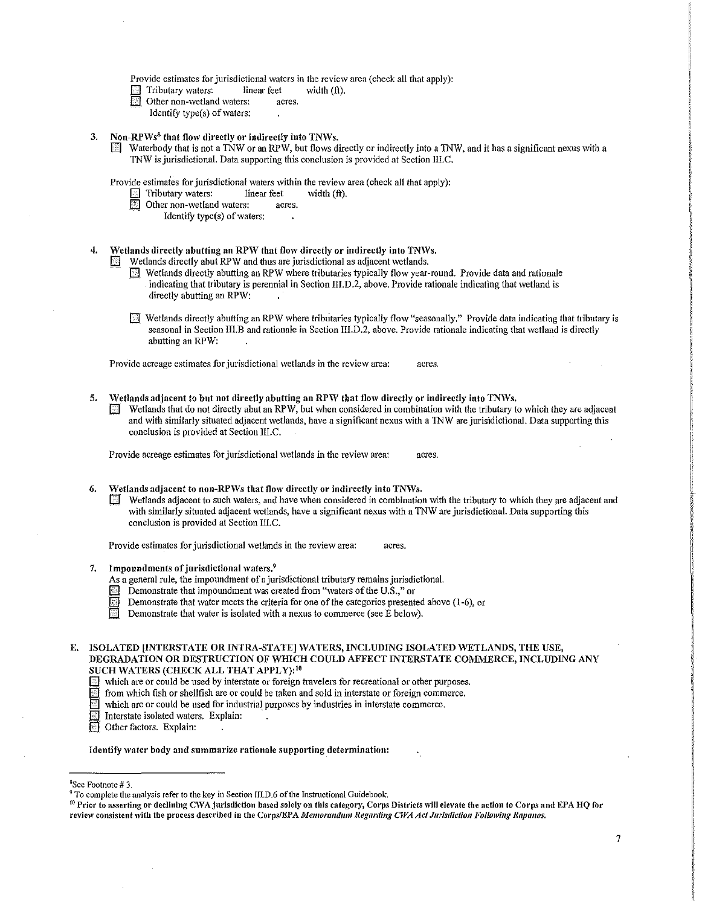Provide estimates for jurisdictional waters in the review area (check all that apply):

- ☐ Tributary waters: linear feet width (ft).
- ☐ Other non-wetland waters: acres.
  Identify type(s) of waters: .

3. **Non-RPWs[8] that flow directly or indirectly into TNWs.**
   ☐ Waterbody that is not a TNW or an RPW, but flows directly or indirectly into a TNW, and it has a significant nexus with a TNW is jurisdictional. Data supporting this conclusion is provided at Section III.C.

   Provide estimates for jurisdictional waters within the review area (check all that apply):
   - ☐ Tributary waters: linear feet width (ft).
   - ☐ Other non-wetland waters: acres.
     Identify type(s) of waters: .

4. **Wetlands directly abutting an RPW that flow directly or indirectly into TNWs.**
   ☐ Wetlands directly abut RPW and thus are jurisdictional as adjacent wetlands.
   - ☐ Wetlands directly abutting an RPW where tributaries typically flow year-round. Provide data and rationale indicating that tributary is perennial in Section III.D.2, above. Provide rationale indicating that wetland is directly abutting an RPW: .
   - ☐ Wetlands directly abutting an RPW where tributaries typically flow "seasonally." Provide data indicating that tributary is seasonal in Section III.B and rationale in Section III.D.2, above. Provide rationale indicating that wetland is directly abutting an RPW: .

   Provide acreage estimates for jurisdictional wetlands in the review area: acres.

5. **Wetlands adjacent to but not directly abutting an RPW that flow directly or indirectly into TNWs.**
   ☐ Wetlands that do not directly abut an RPW, but when considered in combination with the tributary to which they are adjacent and with similarly situated adjacent wetlands, have a significant nexus with a TNW are jurisidictional. Data supporting this conclusion is provided at Section III.C.

   Provide acreage estimates for jurisdictional wetlands in the review area: acres.

6. **Wetlands adjacent to non-RPWs that flow directly or indirectly into TNWs.**
   ☐ Wetlands adjacent to such waters, and have when considered in combination with the tributary to which they are adjacent and with similarly situated adjacent wetlands, have a significant nexus with a TNW are jurisdictional. Data supporting this conclusion is provided at Section III.C.

   Provide estimates for jurisdictional wetlands in the review area: acres.

7. **Impoundments of jurisdictional waters.[9]**
   As a general rule, the impoundment of a jurisdictional tributary remains jurisdictional.
   - ☐ Demonstrate that impoundment was created from "waters of the U.S.," or
   - ☐ Demonstrate that water meets the criteria for one of the categories presented above (1-6), or
   - ☐ Demonstrate that water is isolated with a nexus to commerce (see E below).

**E. ISOLATED [INTERSTATE OR INTRA-STATE] WATERS, INCLUDING ISOLATED WETLANDS, THE USE, DEGRADATION OR DESTRUCTION OF WHICH COULD AFFECT INTERSTATE COMMERCE, INCLUDING ANY SUCH WATERS (CHECK ALL THAT APPLY):[10]**

- ☐ which are or could be used by interstate or foreign travelers for recreational or other purposes.
- ☐ from which fish or shellfish are or could be taken and sold in interstate or foreign commerce.
- ☐ which are or could be used for industrial purposes by industries in interstate commerce.
- ☐ Interstate isolated waters. Explain: .
- ☐ Other factors. Explain: .

**Identify water body and summarize rationale supporting determination:** .

---

[8] See Footnote # 3.
[9] To complete the analysis refer to the key in Section III.D.6 of the Instructional Guidebook.
[10] **Prior to asserting or declining CWA jurisdiction based solely on this category, Corps Districts will elevate the action to Corps and EPA HQ for review consistent with the process described in the Corps/EPA *Memorandum Regarding CWA Act Jurisdiction Following Rapanos.***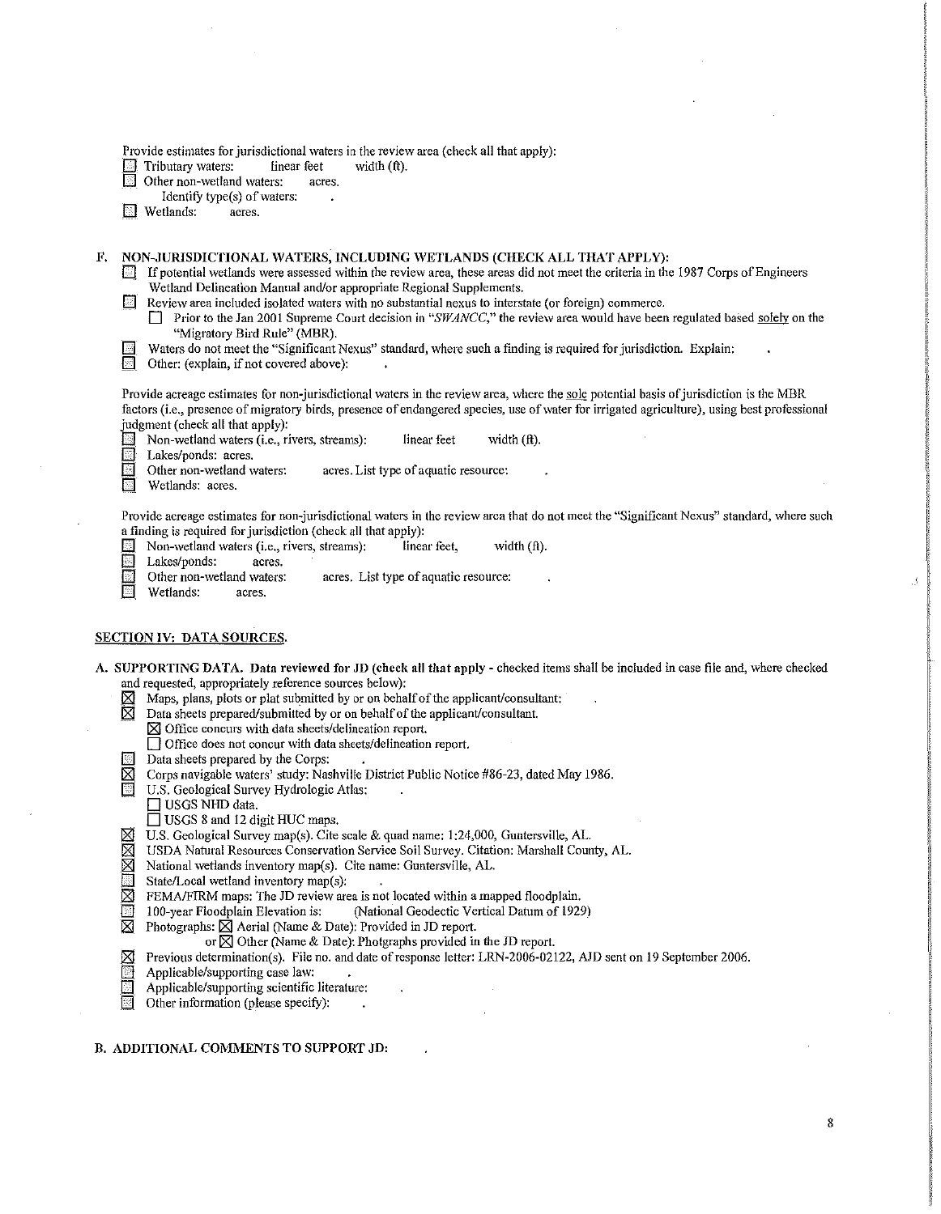Provide estimates for jurisdictional waters in the review area (check all that apply):

- ☐ Tributary waters: linear feet width (ft).
- ☐ Other non-wetland waters: acres.
  - Identify type(s) of waters: .
- ☐ Wetlands: acres.

**F. NON-JURISDICTIONAL WATERS, INCLUDING WETLANDS (CHECK ALL THAT APPLY):**

- ☐ If potential wetlands were assessed within the review area, these areas did not meet the criteria in the 1987 Corps of Engineers Wetland Delineation Manual and/or appropriate Regional Supplements.
- ☐ Review area included isolated waters with no substantial nexus to interstate (or foreign) commerce.
  - ☐ Prior to the Jan 2001 Supreme Court decision in "*SWANCC*," the review area would have been regulated based solely on the "Migratory Bird Rule" (MBR).
- ☐ Waters do not meet the "Significant Nexus" standard, where such a finding is required for jurisdiction. Explain: .
- ☐ Other: (explain, if not covered above): .

Provide acreage estimates for non-jurisdictional waters in the review area, where the sole potential basis of jurisdiction is the MBR factors (i.e., presence of migratory birds, presence of endangered species, use of water for irrigated agriculture), using best professional judgment (check all that apply):

- ☐ Non-wetland waters (i.e., rivers, streams): linear feet width (ft).
- ☐ Lakes/ponds: acres.
- ☐ Other non-wetland waters: acres. List type of aquatic resource: .
- ☐ Wetlands: acres.

Provide acreage estimates for non-jurisdictional waters in the review area that do not meet the "Significant Nexus" standard, where such a finding is required for jurisdiction (check all that apply):

- ☐ Non-wetland waters (i.e., rivers, streams): linear feet, width (ft).
- ☐ Lakes/ponds: acres.
- ☐ Other non-wetland waters: acres. List type of aquatic resource: .
- ☐ Wetlands: acres.

## SECTION IV: DATA SOURCES.

**A. SUPPORTING DATA. Data reviewed for JD (check all that apply -** checked items shall be included in case file and, where checked and requested, appropriately reference sources below):

- ☒ Maps, plans, plots or plat submitted by or on behalf of the applicant/consultant: .
- ☒ Data sheets prepared/submitted by or on behalf of the applicant/consultant.
  - ☒ Office concurs with data sheets/delineation report.
  - ☐ Office does not concur with data sheets/delineation report.
- ☐ Data sheets prepared by the Corps: .
- ☒ Corps navigable waters' study: Nashville District Public Notice #86-23, dated May 1986.
- ☐ U.S. Geological Survey Hydrologic Atlas: .
  - ☐ USGS NHD data.
  - ☐ USGS 8 and 12 digit HUC maps.
- ☒ U.S. Geological Survey map(s). Cite scale & quad name: 1:24,000, Guntersville, AL.
- ☒ USDA Natural Resources Conservation Service Soil Survey. Citation: Marshall County, AL.
- ☒ National wetlands inventory map(s). Cite name: Guntersville, AL.
- ☐ State/Local wetland inventory map(s): .
- ☒ FEMA/FIRM maps: The JD review area is not located within a mapped floodplain.
- ☐ 100-year Floodplain Elevation is: (National Geodectic Vertical Datum of 1929)
- ☒ Photographs: ☒ Aerial (Name & Date): Provided in JD report.
  - or ☒ Other (Name & Date): Photgraphs provided in the JD report.
- ☒ Previous determination(s). File no. and date of response letter: LRN-2006-02122, AJD sent on 19 September 2006.
- ☐ Applicable/supporting case law: .
- ☐ Applicable/supporting scientific literature: .
- ☐ Other information (please specify): .

**B. ADDITIONAL COMMENTS TO SUPPORT JD:** .